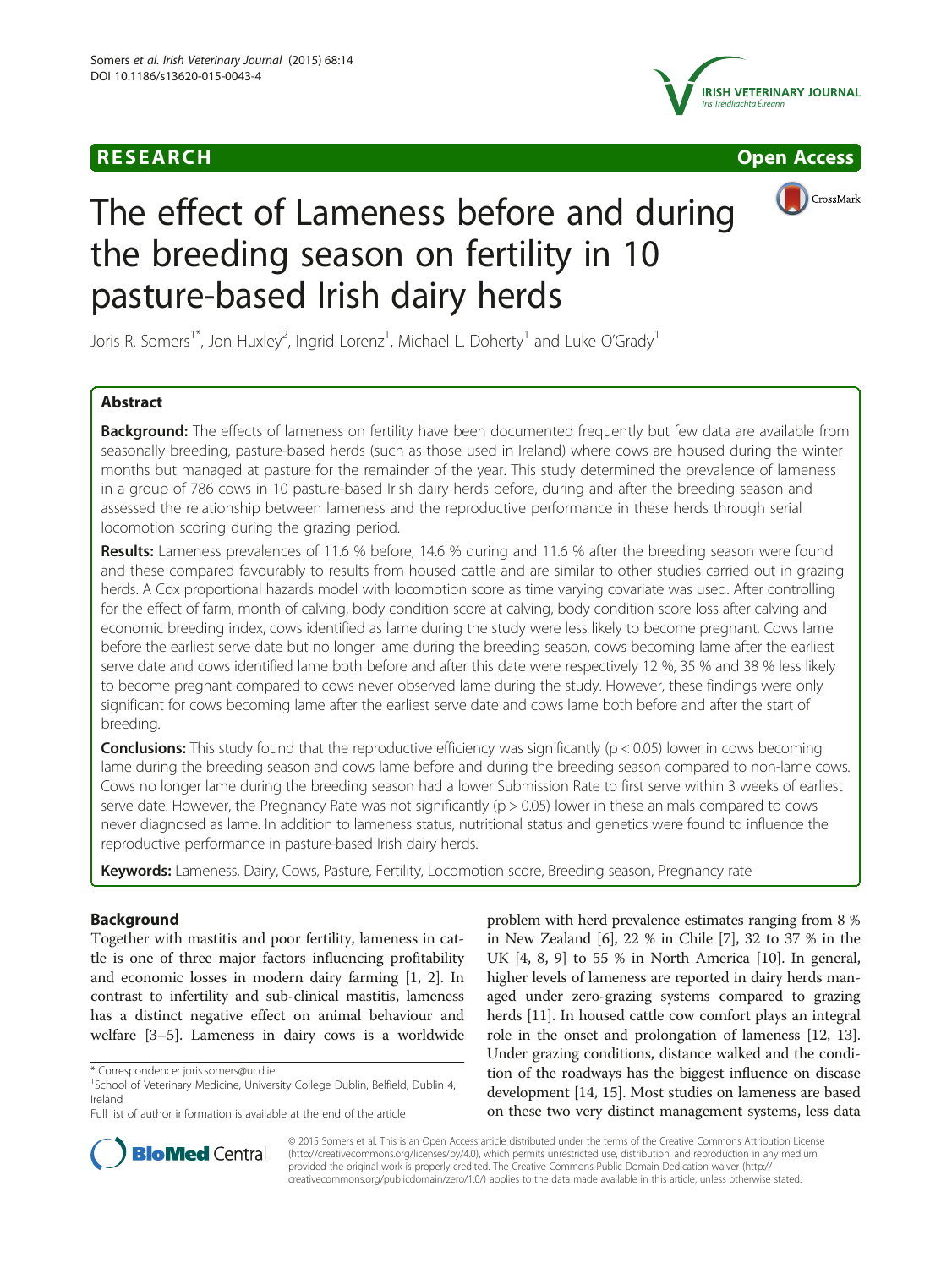RESEARCH Open Access

# The effect of Lameness before and during the breeding season on fertility in 10 pasture-based Irish dairy herds

Joris R. Somers[1*], Jon Huxley[2], Ingrid Lorenz[1], Michael L. Doherty[1] and Luke O'Grady[1]

## Abstract

**Background:** The effects of lameness on fertility have been documented frequently but few data are available from seasonally breeding, pasture-based herds (such as those used in Ireland) where cows are housed during the winter months but managed at pasture for the remainder of the year. This study determined the prevalence of lameness in a group of 786 cows in 10 pasture-based Irish dairy herds before, during and after the breeding season and assessed the relationship between lameness and the reproductive performance in these herds through serial locomotion scoring during the grazing period.

**Results:** Lameness prevalences of 11.6 % before, 14.6 % during and 11.6 % after the breeding season were found and these compared favourably to results from housed cattle and are similar to other studies carried out in grazing herds. A Cox proportional hazards model with locomotion score as time varying covariate was used. After controlling for the effect of farm, month of calving, body condition score at calving, body condition score loss after calving and economic breeding index, cows identified as lame during the study were less likely to become pregnant. Cows lame before the earliest serve date but no longer lame during the breeding season, cows becoming lame after the earliest serve date and cows identified lame both before and after this date were respectively 12 %, 35 % and 38 % less likely to become pregnant compared to cows never observed lame during the study. However, these findings were only significant for cows becoming lame after the earliest serve date and cows lame both before and after the start of breeding.

**Conclusions:** This study found that the reproductive efficiency was significantly ($p < 0.05$) lower in cows becoming lame during the breeding season and cows lame before and during the breeding season compared to non-lame cows. Cows no longer lame during the breeding season had a lower Submission Rate to first serve within 3 weeks of earliest serve date. However, the Pregnancy Rate was not significantly ($p > 0.05$) lower in these animals compared to cows never diagnosed as lame. In addition to lameness status, nutritional status and genetics were found to influence the reproductive performance in pasture-based Irish dairy herds.

**Keywords:** Lameness, Dairy, Cows, Pasture, Fertility, Locomotion score, Breeding season, Pregnancy rate

## Background

Together with mastitis and poor fertility, lameness in cattle is one of three major factors influencing profitability and economic losses in modern dairy farming [1, 2]. In contrast to infertility and sub-clinical mastitis, lameness has a distinct negative effect on animal behaviour and welfare [3–5]. Lameness in dairy cows is a worldwide problem with herd prevalence estimates ranging from 8 % in New Zealand [6], 22 % in Chile [7], 32 to 37 % in the UK [4, 8, 9] to 55 % in North America [10]. In general, higher levels of lameness are reported in dairy herds managed under zero-grazing systems compared to grazing herds [11]. In housed cattle cow comfort plays an integral role in the onset and prolongation of lameness [12, 13]. Under grazing conditions, distance walked and the condition of the roadways has the biggest influence on disease development [14, 15]. Most studies on lameness are based on these two very distinct management systems, less data

* Correspondence: joris.somers@ucd.ie
[1]School of Veterinary Medicine, University College Dublin, Belfield, Dublin 4, Ireland
Full list of author information is available at the end of the article

© 2015 Somers et al. This is an Open Access article distributed under the terms of the Creative Commons Attribution License (http://creativecommons.org/licenses/by/4.0), which permits unrestricted use, distribution, and reproduction in any medium, provided the original work is properly credited. The Creative Commons Public Domain Dedication waiver (http://creativecommons.org/publicdomain/zero/1.0/) applies to the data made available in this article, unless otherwise stated.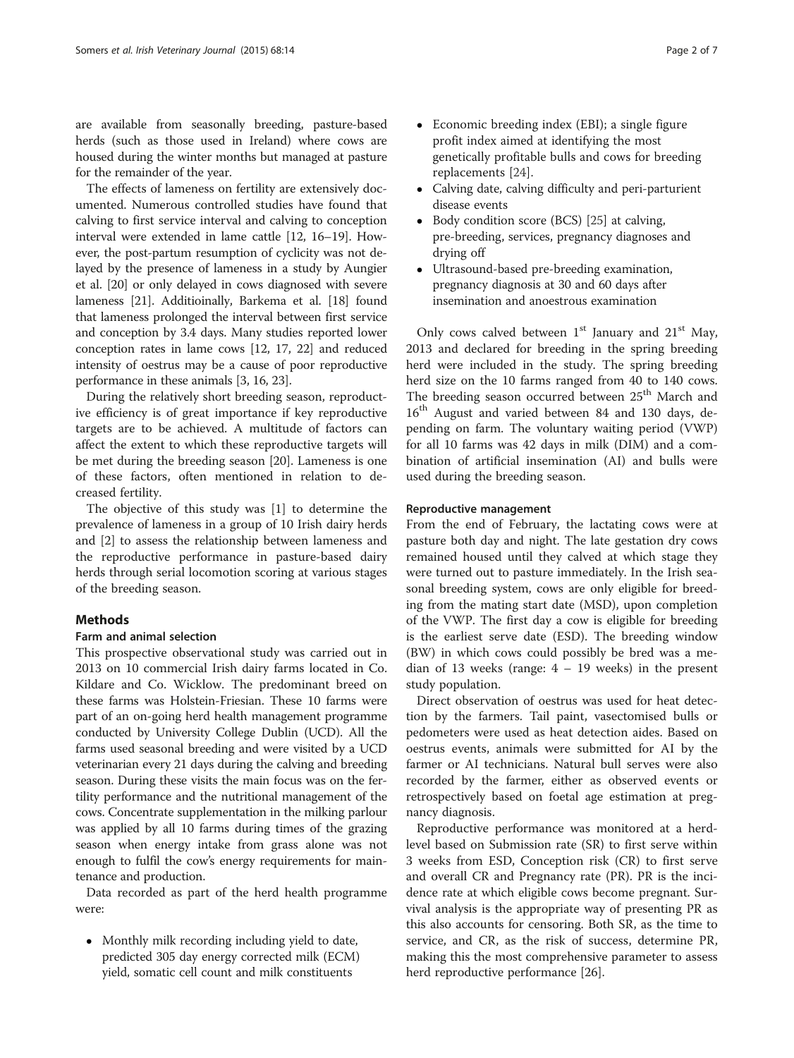are available from seasonally breeding, pasture-based herds (such as those used in Ireland) where cows are housed during the winter months but managed at pasture for the remainder of the year.

The effects of lameness on fertility are extensively documented. Numerous controlled studies have found that calving to first service interval and calving to conception interval were extended in lame cattle [12, 16–19]. However, the post-partum resumption of cyclicity was not delayed by the presence of lameness in a study by Aungier et al. [20] or only delayed in cows diagnosed with severe lameness [21]. Additioinally, Barkema et al. [18] found that lameness prolonged the interval between first service and conception by 3.4 days. Many studies reported lower conception rates in lame cows [12, 17, 22] and reduced intensity of oestrus may be a cause of poor reproductive performance in these animals [3, 16, 23].

During the relatively short breeding season, reproductive efficiency is of great importance if key reproductive targets are to be achieved. A multitude of factors can affect the extent to which these reproductive targets will be met during the breeding season [20]. Lameness is one of these factors, often mentioned in relation to decreased fertility.

The objective of this study was [1] to determine the prevalence of lameness in a group of 10 Irish dairy herds and [2] to assess the relationship between lameness and the reproductive performance in pasture-based dairy herds through serial locomotion scoring at various stages of the breeding season.

## Methods

### Farm and animal selection

This prospective observational study was carried out in 2013 on 10 commercial Irish dairy farms located in Co. Kildare and Co. Wicklow. The predominant breed on these farms was Holstein-Friesian. These 10 farms were part of an on-going herd health management programme conducted by University College Dublin (UCD). All the farms used seasonal breeding and were visited by a UCD veterinarian every 21 days during the calving and breeding season. During these visits the main focus was on the fertility performance and the nutritional management of the cows. Concentrate supplementation in the milking parlour was applied by all 10 farms during times of the grazing season when energy intake from grass alone was not enough to fulfil the cow's energy requirements for maintenance and production.

Data recorded as part of the herd health programme were:

- Monthly milk recording including yield to date, predicted 305 day energy corrected milk (ECM) yield, somatic cell count and milk constituents
- Economic breeding index (EBI); a single figure profit index aimed at identifying the most genetically profitable bulls and cows for breeding replacements [24].
- Calving date, calving difficulty and peri-parturient disease events
- Body condition score (BCS) [25] at calving, pre-breeding, services, pregnancy diagnoses and drying off
- Ultrasound-based pre-breeding examination, pregnancy diagnosis at 30 and 60 days after insemination and anoestrous examination

Only cows calved between 1st January and 21st May, 2013 and declared for breeding in the spring breeding herd were included in the study. The spring breeding herd size on the 10 farms ranged from 40 to 140 cows. The breeding season occurred between 25th March and 16th August and varied between 84 and 130 days, depending on farm. The voluntary waiting period (VWP) for all 10 farms was 42 days in milk (DIM) and a combination of artificial insemination (AI) and bulls were used during the breeding season.

### Reproductive management

From the end of February, the lactating cows were at pasture both day and night. The late gestation dry cows remained housed until they calved at which stage they were turned out to pasture immediately. In the Irish seasonal breeding system, cows are only eligible for breeding from the mating start date (MSD), upon completion of the VWP. The first day a cow is eligible for breeding is the earliest serve date (ESD). The breeding window (BW) in which cows could possibly be bred was a median of 13 weeks (range: 4 – 19 weeks) in the present study population.

Direct observation of oestrus was used for heat detection by the farmers. Tail paint, vasectomised bulls or pedometers were used as heat detection aides. Based on oestrus events, animals were submitted for AI by the farmer or AI technicians. Natural bull serves were also recorded by the farmer, either as observed events or retrospectively based on foetal age estimation at pregnancy diagnosis.

Reproductive performance was monitored at a herd-level based on Submission rate (SR) to first serve within 3 weeks from ESD, Conception risk (CR) to first serve and overall CR and Pregnancy rate (PR). PR is the incidence rate at which eligible cows become pregnant. Survival analysis is the appropriate way of presenting PR as this also accounts for censoring. Both SR, as the time to service, and CR, as the risk of success, determine PR, making this the most comprehensive parameter to assess herd reproductive performance [26].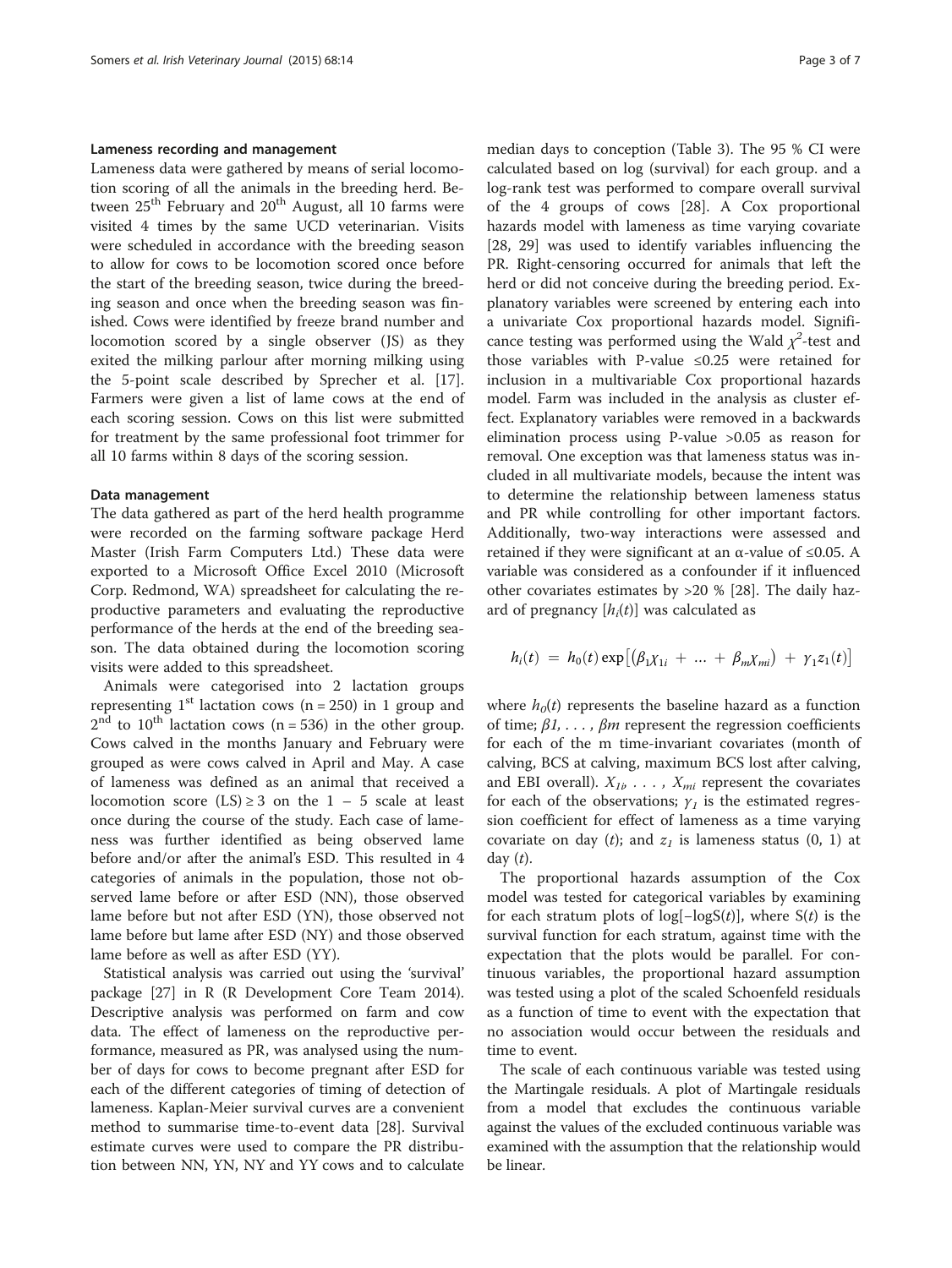### Lameness recording and management

Lameness data were gathered by means of serial locomotion scoring of all the animals in the breeding herd. Between 25[th] February and 20[th] August, all 10 farms were visited 4 times by the same UCD veterinarian. Visits were scheduled in accordance with the breeding season to allow for cows to be locomotion scored once before the start of the breeding season, twice during the breeding season and once when the breeding season was finished. Cows were identified by freeze brand number and locomotion scored by a single observer (JS) as they exited the milking parlour after morning milking using the 5-point scale described by Sprecher et al. [17]. Farmers were given a list of lame cows at the end of each scoring session. Cows on this list were submitted for treatment by the same professional foot trimmer for all 10 farms within 8 days of the scoring session.

### Data management

The data gathered as part of the herd health programme were recorded on the farming software package Herd Master (Irish Farm Computers Ltd.) These data were exported to a Microsoft Office Excel 2010 (Microsoft Corp. Redmond, WA) spreadsheet for calculating the reproductive parameters and evaluating the reproductive performance of the herds at the end of the breeding season. The data obtained during the locomotion scoring visits were added to this spreadsheet.

Animals were categorised into 2 lactation groups representing 1[st] lactation cows (n = 250) in 1 group and 2[nd] to 10[th] lactation cows (n = 536) in the other group. Cows calved in the months January and February were grouped as were cows calved in April and May. A case of lameness was defined as an animal that received a locomotion score (LS) ≥ 3 on the 1 – 5 scale at least once during the course of the study. Each case of lameness was further identified as being observed lame before and/or after the animal's ESD. This resulted in 4 categories of animals in the population, those not observed lame before or after ESD (NN), those observed lame before but not after ESD (YN), those observed not lame before but lame after ESD (NY) and those observed lame before as well as after ESD (YY).

Statistical analysis was carried out using the 'survival' package [27] in R (R Development Core Team 2014). Descriptive analysis was performed on farm and cow data. The effect of lameness on the reproductive performance, measured as PR, was analysed using the number of days for cows to become pregnant after ESD for each of the different categories of timing of detection of lameness. Kaplan-Meier survival curves are a convenient method to summarise time-to-event data [28]. Survival estimate curves were used to compare the PR distribution between NN, YN, NY and YY cows and to calculate median days to conception (Table 3). The 95 % CI were calculated based on log (survival) for each group. and a log-rank test was performed to compare overall survival of the 4 groups of cows [28]. A Cox proportional hazards model with lameness as time varying covariate [28, 29] was used to identify variables influencing the PR. Right-censoring occurred for animals that left the herd or did not conceive during the breeding period. Explanatory variables were screened by entering each into a univariate Cox proportional hazards model. Significance testing was performed using the Wald $\chi^2$-test and those variables with P-value ≤0.25 were retained for inclusion in a multivariable Cox proportional hazards model. Farm was included in the analysis as cluster effect. Explanatory variables were removed in a backwards elimination process using P-value >0.05 as reason for removal. One exception was that lameness status was included in all multivariate models, because the intent was to determine the relationship between lameness status and PR while controlling for other important factors. Additionally, two-way interactions were assessed and retained if they were significant at an α-value of ≤0.05. A variable was considered as a confounder if it influenced other covariates estimates by >20 % [28]. The daily hazard of pregnancy [$h_i(t)$] was calculated as

$$h_i(t) = h_0(t)\exp\left[(\beta_1\chi_{1i} + \ldots + \beta_m\chi_{mi}) + \gamma_1 z_1(t)\right]$$

where $h_0(t)$ represents the baseline hazard as a function of time; $\beta 1, \ldots, \beta m$ represent the regression coefficients for each of the m time-invariant covariates (month of calving, BCS at calving, maximum BCS lost after calving, and EBI overall). $X_{1i}, \ldots, X_{mi}$ represent the covariates for each of the observations; $\gamma_1$ is the estimated regression coefficient for effect of lameness as a time varying covariate on day ($t$); and $z_1$ is lameness status (0, 1) at day ($t$).

The proportional hazards assumption of the Cox model was tested for categorical variables by examining for each stratum plots of log[−logS($t$)], where S($t$) is the survival function for each stratum, against time with the expectation that the plots would be parallel. For continuous variables, the proportional hazard assumption was tested using a plot of the scaled Schoenfeld residuals as a function of time to event with the expectation that no association would occur between the residuals and time to event.

The scale of each continuous variable was tested using the Martingale residuals. A plot of Martingale residuals from a model that excludes the continuous variable against the values of the excluded continuous variable was examined with the assumption that the relationship would be linear.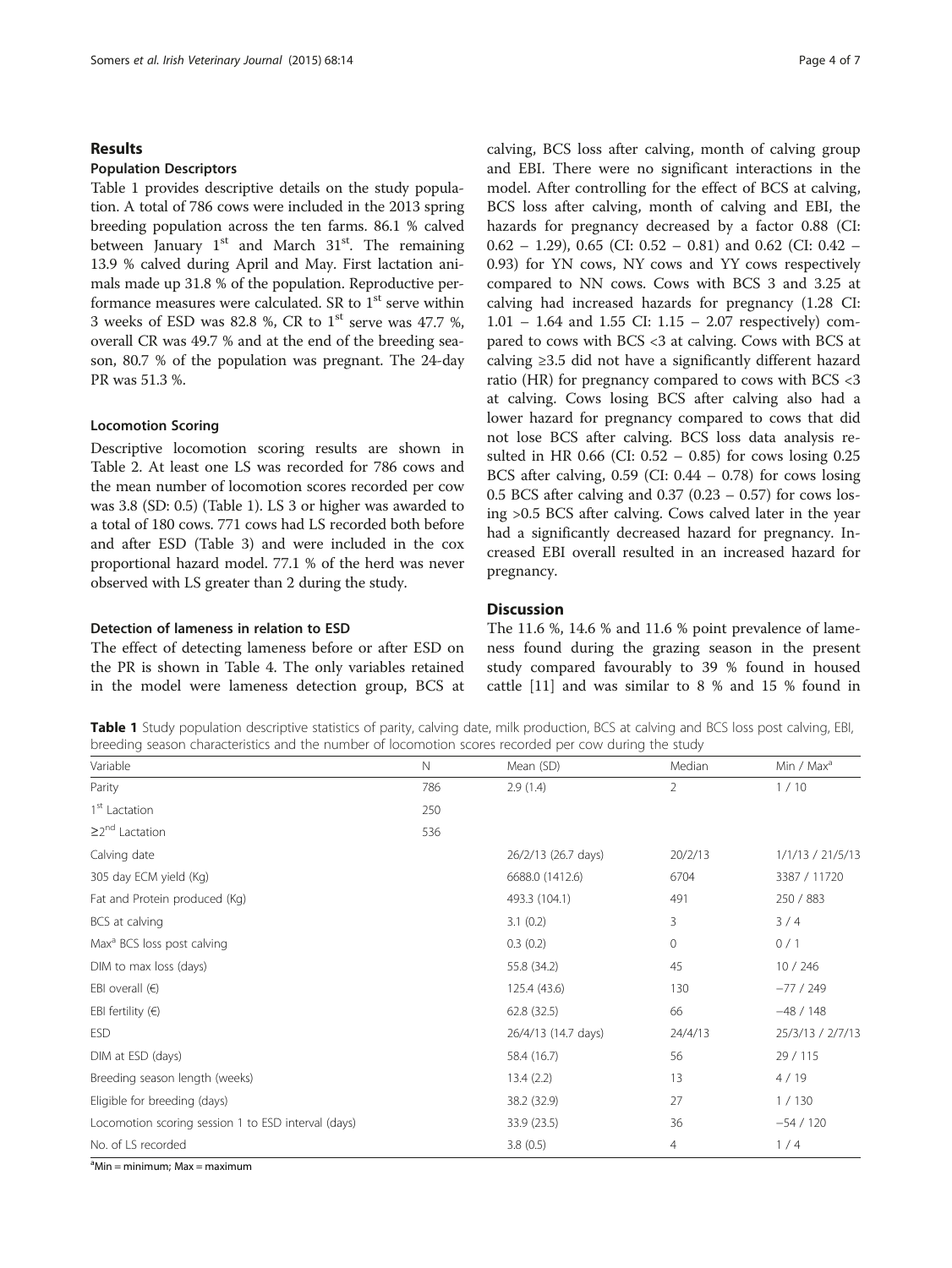## Results

### Population Descriptors

Table 1 provides descriptive details on the study population. A total of 786 cows were included in the 2013 spring breeding population across the ten farms. 86.1 % calved between January 1st and March 31st. The remaining 13.9 % calved during April and May. First lactation animals made up 31.8 % of the population. Reproductive performance measures were calculated. SR to 1st serve within 3 weeks of ESD was 82.8 %, CR to 1st serve was 47.7 %, overall CR was 49.7 % and at the end of the breeding season, 80.7 % of the population was pregnant. The 24-day PR was 51.3 %.

### Locomotion Scoring

Descriptive locomotion scoring results are shown in Table 2. At least one LS was recorded for 786 cows and the mean number of locomotion scores recorded per cow was 3.8 (SD: 0.5) (Table 1). LS 3 or higher was awarded to a total of 180 cows. 771 cows had LS recorded both before and after ESD (Table 3) and were included in the cox proportional hazard model. 77.1 % of the herd was never observed with LS greater than 2 during the study.

### Detection of lameness in relation to ESD

The effect of detecting lameness before or after ESD on the PR is shown in Table 4. The only variables retained in the model were lameness detection group, BCS at calving, BCS loss after calving, month of calving group and EBI. There were no significant interactions in the model. After controlling for the effect of BCS at calving, BCS loss after calving, month of calving and EBI, the hazards for pregnancy decreased by a factor 0.88 (CI: 0.62 – 1.29), 0.65 (CI: 0.52 – 0.81) and 0.62 (CI: 0.42 – 0.93) for YN cows, NY cows and YY cows respectively compared to NN cows. Cows with BCS 3 and 3.25 at calving had increased hazards for pregnancy (1.28 CI: 1.01 – 1.64 and 1.55 CI: 1.15 – 2.07 respectively) compared to cows with BCS <3 at calving. Cows with BCS at calving ≥3.5 did not have a significantly different hazard ratio (HR) for pregnancy compared to cows with BCS <3 at calving. Cows losing BCS after calving also had a lower hazard for pregnancy compared to cows that did not lose BCS after calving. BCS loss data analysis resulted in HR 0.66 (CI: 0.52 – 0.85) for cows losing 0.25 BCS after calving, 0.59 (CI: 0.44 – 0.78) for cows losing 0.5 BCS after calving and 0.37 (0.23 – 0.57) for cows losing >0.5 BCS after calving. Cows calved later in the year had a significantly decreased hazard for pregnancy. Increased EBI overall resulted in an increased hazard for pregnancy.

## Discussion

The 11.6 %, 14.6 % and 11.6 % point prevalence of lameness found during the grazing season in the present study compared favourably to 39 % found in housed cattle [11] and was similar to 8 % and 15 % found in

**Table 1** Study population descriptive statistics of parity, calving date, milk production, BCS at calving and BCS loss post calving, EBI, breeding season characteristics and the number of locomotion scores recorded per cow during the study

| Variable | N | Mean (SD) | Median | Min / Max[a] |
|---|---|---|---|---|
| Parity | 786 | 2.9 (1.4) | 2 | 1 / 10 |
| 1st Lactation | 250 | | | |
| ≥2nd Lactation | 536 | | | |
| Calving date | | 26/2/13 (26.7 days) | 20/2/13 | 1/1/13 / 21/5/13 |
| 305 day ECM yield (Kg) | | 6688.0 (1412.6) | 6704 | 3387 / 11720 |
| Fat and Protein produced (Kg) | | 493.3 (104.1) | 491 | 250 / 883 |
| BCS at calving | | 3.1 (0.2) | 3 | 3 / 4 |
| Max[a] BCS loss post calving | | 0.3 (0.2) | 0 | 0 / 1 |
| DIM to max loss (days) | | 55.8 (34.2) | 45 | 10 / 246 |
| EBI overall (€) | | 125.4 (43.6) | 130 | −77 / 249 |
| EBI fertility (€) | | 62.8 (32.5) | 66 | −48 / 148 |
| ESD | | 26/4/13 (14.7 days) | 24/4/13 | 25/3/13 / 2/7/13 |
| DIM at ESD (days) | | 58.4 (16.7) | 56 | 29 / 115 |
| Breeding season length (weeks) | | 13.4 (2.2) | 13 | 4 / 19 |
| Eligible for breeding (days) | | 38.2 (32.9) | 27 | 1 / 130 |
| Locomotion scoring session 1 to ESD interval (days) | | 33.9 (23.5) | 36 | −54 / 120 |
| No. of LS recorded | | 3.8 (0.5) | 4 | 1 / 4 |

[a]Min = minimum; Max = maximum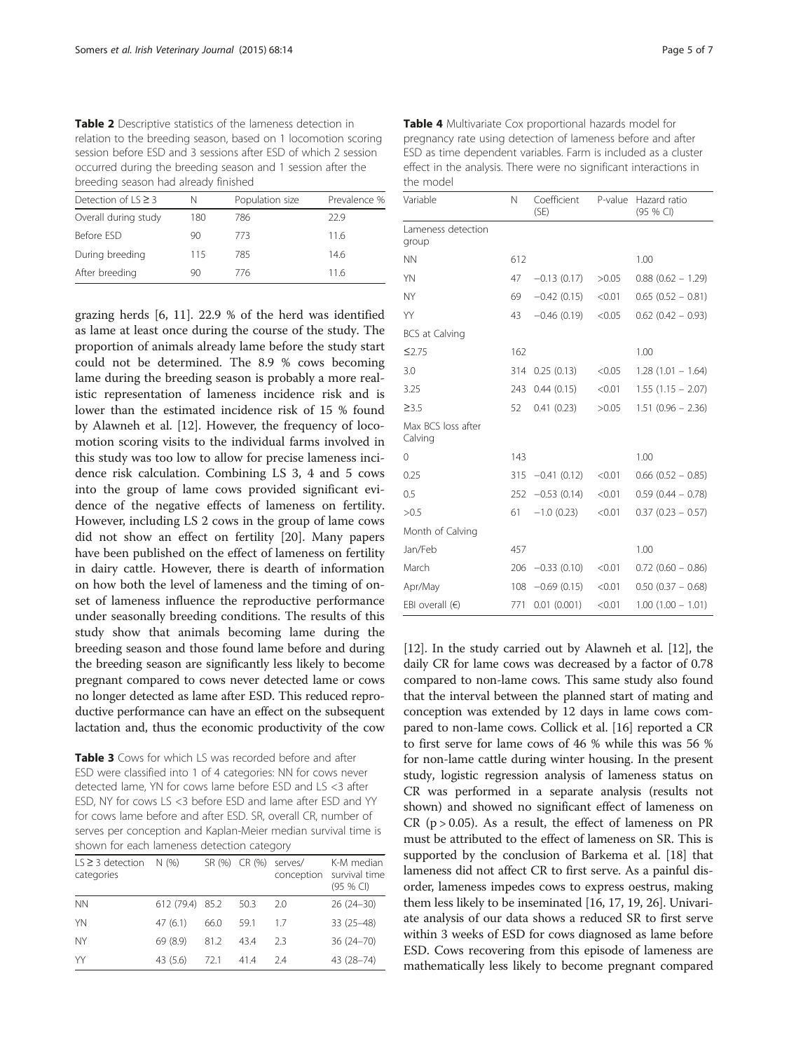**Table 2** Descriptive statistics of the lameness detection in relation to the breeding season, based on 1 locomotion scoring session before ESD and 3 sessions after ESD of which 2 session occurred during the breeding season and 1 session after the breeding season had already finished

| Detection of LS ≥ 3 | N | Population size | Prevalence % |
|---|---|---|---|
| Overall during study | 180 | 786 | 22.9 |
| Before ESD | 90 | 773 | 11.6 |
| During breeding | 115 | 785 | 14.6 |
| After breeding | 90 | 776 | 11.6 |

grazing herds [6, 11]. 22.9 % of the herd was identified as lame at least once during the course of the study. The proportion of animals already lame before the study start could not be determined. The 8.9 % cows becoming lame during the breeding season is probably a more realistic representation of lameness incidence risk and is lower than the estimated incidence risk of 15 % found by Alawneh et al. [12]. However, the frequency of locomotion scoring visits to the individual farms involved in this study was too low to allow for precise lameness incidence risk calculation. Combining LS 3, 4 and 5 cows into the group of lame cows provided significant evidence of the negative effects of lameness on fertility. However, including LS 2 cows in the group of lame cows did not show an effect on fertility [20]. Many papers have been published on the effect of lameness on fertility in dairy cattle. However, there is dearth of information on how both the level of lameness and the timing of onset of lameness influence the reproductive performance under seasonally breeding conditions. The results of this study show that animals becoming lame during the breeding season and those found lame before and during the breeding season are significantly less likely to become pregnant compared to cows never detected lame or cows no longer detected as lame after ESD. This reduced reproductive performance can have an effect on the subsequent lactation and, thus the economic productivity of the cow

**Table 3** Cows for which LS was recorded before and after ESD were classified into 1 of 4 categories: NN for cows never detected lame, YN for cows lame before ESD and LS <3 after ESD, NY for cows LS <3 before ESD and lame after ESD and YY for cows lame before and after ESD. SR, overall CR, number of serves per conception and Kaplan-Meier median survival time is shown for each lameness detection category

| LS ≥ 3 detection categories | N (%) | SR (%) | CR (%) | serves/ conception | K-M median survival time (95 % CI) |
|---|---|---|---|---|---|
| NN | 612 (79.4) | 85.2 | 50.3 | 2.0 | 26 (24–30) |
| YN | 47 (6.1) | 66.0 | 59.1 | 1.7 | 33 (25–48) |
| NY | 69 (8.9) | 81.2 | 43.4 | 2.3 | 36 (24–70) |
| YY | 43 (5.6) | 72.1 | 41.4 | 2.4 | 43 (28–74) |

**Table 4** Multivariate Cox proportional hazards model for pregnancy rate using detection of lameness before and after ESD as time dependent variables. Farm is included as a cluster effect in the analysis. There were no significant interactions in the model

| Variable | N | Coefficient (SE) | P-value | Hazard ratio (95 % CI) |
|---|---|---|---|---|
| Lameness detection group | | | | |
| NN | 612 | | | 1.00 |
| YN | 47 | −0.13 (0.17) | >0.05 | 0.88 (0.62 – 1.29) |
| NY | 69 | −0.42 (0.15) | <0.01 | 0.65 (0.52 – 0.81) |
| YY | 43 | −0.46 (0.19) | <0.05 | 0.62 (0.42 – 0.93) |
| BCS at Calving | | | | |
| ≤2.75 | 162 | | | 1.00 |
| 3.0 | 314 | 0.25 (0.13) | <0.05 | 1.28 (1.01 – 1.64) |
| 3.25 | 243 | 0.44 (0.15) | <0.01 | 1.55 (1.15 – 2.07) |
| ≥3.5 | 52 | 0.41 (0.23) | >0.05 | 1.51 (0.96 – 2.36) |
| Max BCS loss after Calving | | | | |
| 0 | 143 | | | 1.00 |
| 0.25 | 315 | −0.41 (0.12) | <0.01 | 0.66 (0.52 – 0.85) |
| 0.5 | 252 | −0.53 (0.14) | <0.01 | 0.59 (0.44 – 0.78) |
| >0.5 | 61 | −1.0 (0.23) | <0.01 | 0.37 (0.23 – 0.57) |
| Month of Calving | | | | |
| Jan/Feb | 457 | | | 1.00 |
| March | 206 | −0.33 (0.10) | <0.01 | 0.72 (0.60 – 0.86) |
| Apr/May | 108 | −0.69 (0.15) | <0.01 | 0.50 (0.37 – 0.68) |
| EBI overall (€) | 771 | 0.01 (0.001) | <0.01 | 1.00 (1.00 – 1.01) |

[12]. In the study carried out by Alawneh et al. [12], the daily CR for lame cows was decreased by a factor of 0.78 compared to non-lame cows. This same study also found that the interval between the planned start of mating and conception was extended by 12 days in lame cows compared to non-lame cows. Collick et al. [16] reported a CR to first serve for lame cows of 46 % while this was 56 % for non-lame cattle during winter housing. In the present study, logistic regression analysis of lameness status on CR was performed in a separate analysis (results not shown) and showed no significant effect of lameness on CR ($p > 0.05$). As a result, the effect of lameness on PR must be attributed to the effect of lameness on SR. This is supported by the conclusion of Barkema et al. [18] that lameness did not affect CR to first serve. As a painful disorder, lameness impedes cows to express oestrus, making them less likely to be inseminated [16, 17, 19, 26]. Univariate analysis of our data shows a reduced SR to first serve within 3 weeks of ESD for cows diagnosed as lame before ESD. Cows recovering from this episode of lameness are mathematically less likely to become pregnant compared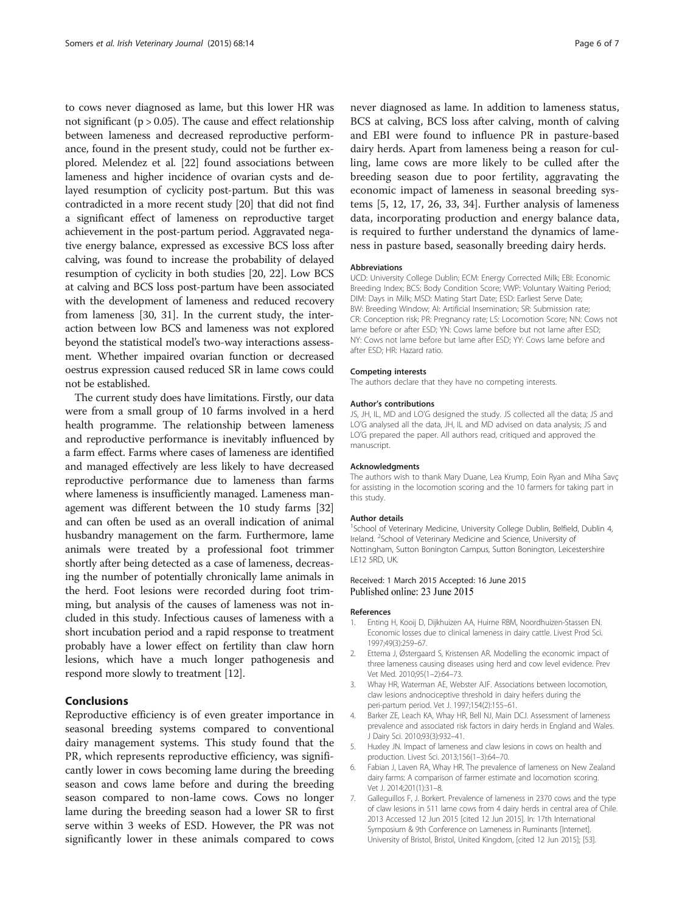to cows never diagnosed as lame, but this lower HR was not significant ($p > 0.05$). The cause and effect relationship between lameness and decreased reproductive performance, found in the present study, could not be further explored. Melendez et al. [22] found associations between lameness and higher incidence of ovarian cysts and delayed resumption of cyclicity post-partum. But this was contradicted in a more recent study [20] that did not find a significant effect of lameness on reproductive target achievement in the post-partum period. Aggravated negative energy balance, expressed as excessive BCS loss after calving, was found to increase the probability of delayed resumption of cyclicity in both studies [20, 22]. Low BCS at calving and BCS loss post-partum have been associated with the development of lameness and reduced recovery from lameness [30, 31]. In the current study, the interaction between low BCS and lameness was not explored beyond the statistical model's two-way interactions assessment. Whether impaired ovarian function or decreased oestrus expression caused reduced SR in lame cows could not be established.

The current study does have limitations. Firstly, our data were from a small group of 10 farms involved in a herd health programme. The relationship between lameness and reproductive performance is inevitably influenced by a farm effect. Farms where cases of lameness are identified and managed effectively are less likely to have decreased reproductive performance due to lameness than farms where lameness is insufficiently managed. Lameness management was different between the 10 study farms [32] and can often be used as an overall indication of animal husbandry management on the farm. Furthermore, lame animals were treated by a professional foot trimmer shortly after being detected as a case of lameness, decreasing the number of potentially chronically lame animals in the herd. Foot lesions were recorded during foot trimming, but analysis of the causes of lameness was not included in this study. Infectious causes of lameness with a short incubation period and a rapid response to treatment probably have a lower effect on fertility than claw horn lesions, which have a much longer pathogenesis and respond more slowly to treatment [12].

## Conclusions

Reproductive efficiency is of even greater importance in seasonal breeding systems compared to conventional dairy management systems. This study found that the PR, which represents reproductive efficiency, was significantly lower in cows becoming lame during the breeding season and cows lame before and during the breeding season compared to non-lame cows. Cows no longer lame during the breeding season had a lower SR to first serve within 3 weeks of ESD. However, the PR was not significantly lower in these animals compared to cows never diagnosed as lame. In addition to lameness status, BCS at calving, BCS loss after calving, month of calving and EBI were found to influence PR in pasture-based dairy herds. Apart from lameness being a reason for culling, lame cows are more likely to be culled after the breeding season due to poor fertility, aggravating the economic impact of lameness in seasonal breeding systems [5, 12, 17, 26, 33, 34]. Further analysis of lameness data, incorporating production and energy balance data, is required to further understand the dynamics of lameness in pasture based, seasonally breeding dairy herds.

#### Abbreviations

UCD: University College Dublin; ECM: Energy Corrected Milk; EBI: Economic Breeding Index; BCS: Body Condition Score; VWP: Voluntary Waiting Period; DIM: Days in Milk; MSD: Mating Start Date; ESD: Earliest Serve Date; BW: Breeding Window; AI: Artificial Insemination; SR: Submission rate; CR: Conception risk; PR: Pregnancy rate; LS: Locomotion Score; NN: Cows not lame before or after ESD; YN: Cows lame before but not lame after ESD; NY: Cows not lame before but lame after ESD; YY: Cows lame before and after ESD; HR: Hazard ratio.

#### Competing interests

The authors declare that they have no competing interests.

#### Author's contributions

JS, JH, IL, MD and LO'G designed the study. JS collected all the data; JS and LO'G analysed all the data, JH, IL and MD advised on data analysis; JS and LO'G prepared the paper. All authors read, critiqued and approved the manuscript.

#### Acknowledgments

The authors wish to thank Mary Duane, Lea Krump, Eoin Ryan and Miha Savç for assisting in the locomotion scoring and the 10 farmers for taking part in this study.

#### Author details

[1]School of Veterinary Medicine, University College Dublin, Belfield, Dublin 4, Ireland. [2]School of Veterinary Medicine and Science, University of Nottingham, Sutton Bonington Campus, Sutton Bonington, Leicestershire LE12 5RD, UK.

Received: 1 March 2015 Accepted: 16 June 2015
Published online: 23 June 2015

#### References

1. Enting H, Kooij D, Dijkhuizen AA, Huirne RBM, Noordhuizen-Stassen EN. Economic losses due to clinical lameness in dairy cattle. Livest Prod Sci. 1997;49(3):259–67.
2. Ettema J, Østergaard S, Kristensen AR. Modelling the economic impact of three lameness causing diseases using herd and cow level evidence. Prev Vet Med. 2010;95(1–2):64–73.
3. Whay HR, Waterman AE, Webster AJF. Associations between locomotion, claw lesions andnociceptive threshold in dairy heifers during the peri-partum period. Vet J. 1997;154(2):155–61.
4. Barker ZE, Leach KA, Whay HR, Bell NJ, Main DCJ. Assessment of lameness prevalence and associated risk factors in dairy herds in England and Wales. J Dairy Sci. 2010;93(3):932–41.
5. Huxley JN. Impact of lameness and claw lesions in cows on health and production. Livest Sci. 2013;156(1–3):64–70.
6. Fabian J, Laven RA, Whay HR. The prevalence of lameness on New Zealand dairy farms: A comparison of farmer estimate and locomotion scoring. Vet J. 2014;201(1):31–8.
7. Galleguillos F, J. Borkert. Prevalence of lameness in 2370 cows and the type of claw lesions in 511 lame cows from 4 dairy herds in central area of Chile. 2013 Accessed 12 Jun 2015 [cited 12 Jun 2015]. In: 17th International Symposium & 9th Conference on Lameness in Ruminants [Internet]. University of Bristol, Bristol, United Kingdom, [cited 12 Jun 2015]; [53].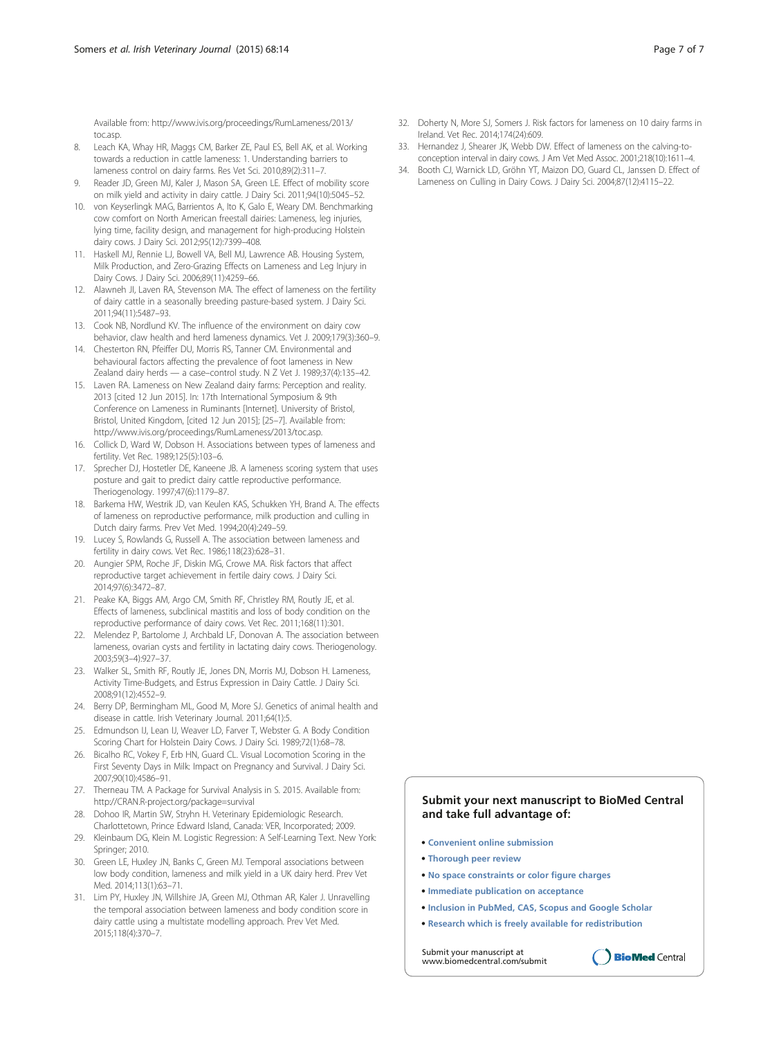Available from: http://www.ivis.org/proceedings/RumLameness/2013/toc.asp.

8. Leach KA, Whay HR, Maggs CM, Barker ZE, Paul ES, Bell AK, et al. Working towards a reduction in cattle lameness: 1. Understanding barriers to lameness control on dairy farms. Res Vet Sci. 2010;89(2):311–7.
9. Reader JD, Green MJ, Kaler J, Mason SA, Green LE. Effect of mobility score on milk yield and activity in dairy cattle. J Dairy Sci. 2011;94(10):5045–52.
10. von Keyserlingk MAG, Barrientos A, Ito K, Galo E, Weary DM. Benchmarking cow comfort on North American freestall dairies: Lameness, leg injuries, lying time, facility design, and management for high-producing Holstein dairy cows. J Dairy Sci. 2012;95(12):7399–408.
11. Haskell MJ, Rennie LJ, Bowell VA, Bell MJ, Lawrence AB. Housing System, Milk Production, and Zero-Grazing Effects on Lameness and Leg Injury in Dairy Cows. J Dairy Sci. 2006;89(11):4259–66.
12. Alawneh JI, Laven RA, Stevenson MA. The effect of lameness on the fertility of dairy cattle in a seasonally breeding pasture-based system. J Dairy Sci. 2011;94(11):5487–93.
13. Cook NB, Nordlund KV. The influence of the environment on dairy cow behavior, claw health and herd lameness dynamics. Vet J. 2009;179(3):360–9.
14. Chesterton RN, Pfeiffer DU, Morris RS, Tanner CM. Environmental and behavioural factors affecting the prevalence of foot lameness in New Zealand dairy herds — a case–control study. N Z Vet J. 1989;37(4):135–42.
15. Laven RA. Lameness on New Zealand dairy farms: Perception and reality. 2013 [cited 12 Jun 2015]. In: 17th International Symposium & 9th Conference on Lameness in Ruminants [Internet]. University of Bristol, Bristol, United Kingdom, [cited 12 Jun 2015]; [25–7]. Available from: http://www.ivis.org/proceedings/RumLameness/2013/toc.asp.
16. Collick D, Ward W, Dobson H. Associations between types of lameness and fertility. Vet Rec. 1989;125(5):103–6.
17. Sprecher DJ, Hostetler DE, Kaneene JB. A lameness scoring system that uses posture and gait to predict dairy cattle reproductive performance. Theriogenology. 1997;47(6):1179–87.
18. Barkema HW, Westrik JD, van Keulen KAS, Schukken YH, Brand A. The effects of lameness on reproductive performance, milk production and culling in Dutch dairy farms. Prev Vet Med. 1994;20(4):249–59.
19. Lucey S, Rowlands G, Russell A. The association between lameness and fertility in dairy cows. Vet Rec. 1986;118(23):628–31.
20. Aungier SPM, Roche JF, Diskin MG, Crowe MA. Risk factors that affect reproductive target achievement in fertile dairy cows. J Dairy Sci. 2014;97(6):3472–87.
21. Peake KA, Biggs AM, Argo CM, Smith RF, Christley RM, Routly JE, et al. Effects of lameness, subclinical mastitis and loss of body condition on the reproductive performance of dairy cows. Vet Rec. 2011;168(11):301.
22. Melendez P, Bartolome J, Archbald LF, Donovan A. The association between lameness, ovarian cysts and fertility in lactating dairy cows. Theriogenology. 2003;59(3–4):927–37.
23. Walker SL, Smith RF, Routly JE, Jones DN, Morris MJ, Dobson H. Lameness, Activity Time-Budgets, and Estrus Expression in Dairy Cattle. J Dairy Sci. 2008;91(12):4552–9.
24. Berry DP, Bermingham ML, Good M, More SJ. Genetics of animal health and disease in cattle. Irish Veterinary Journal. 2011;64(1):5.
25. Edmundson IJ, Lean IJ, Weaver LD, Farver T, Webster G. A Body Condition Scoring Chart for Holstein Dairy Cows. J Dairy Sci. 1989;72(1):68–78.
26. Bicalho RC, Vokey F, Erb HN, Guard CL. Visual Locomotion Scoring in the First Seventy Days in Milk: Impact on Pregnancy and Survival. J Dairy Sci. 2007;90(10):4586–91.
27. Therneau TM. A Package for Survival Analysis in S. 2015. Available from: http://CRAN.R-project.org/package=survival
28. Dohoo IR, Martin SW, Stryhn H. Veterinary Epidemiologic Research. Charlottetown, Prince Edward Island, Canada: VER, Incorporated; 2009.
29. Kleinbaum DG, Klein M. Logistic Regression: A Self-Learning Text. New York: Springer; 2010.
30. Green LE, Huxley JN, Banks C, Green MJ. Temporal associations between low body condition, lameness and milk yield in a UK dairy herd. Prev Vet Med. 2014;113(1):63–71.
31. Lim PY, Huxley JN, Willshire JA, Green MJ, Othman AR, Kaler J. Unravelling the temporal association between lameness and body condition score in dairy cattle using a multistate modelling approach. Prev Vet Med. 2015;118(4):370–7.
32. Doherty N, More SJ, Somers J. Risk factors for lameness on 10 dairy farms in Ireland. Vet Rec. 2014;174(24):609.
33. Hernandez J, Shearer JK, Webb DW. Effect of lameness on the calving-to-conception interval in dairy cows. J Am Vet Med Assoc. 2001;218(10):1611–4.
34. Booth CJ, Warnick LD, Gröhn YT, Maizon DO, Guard CL, Janssen D. Effect of Lameness on Culling in Dairy Cows. J Dairy Sci. 2004;87(12):4115–22.

**Submit your next manuscript to BioMed Central and take full advantage of:**

- **Convenient online submission**
- **Thorough peer review**
- **No space constraints or color figure charges**
- **Immediate publication on acceptance**
- **Inclusion in PubMed, CAS, Scopus and Google Scholar**
- **Research which is freely available for redistribution**

Submit your manuscript at
www.biomedcentral.com/submit

BioMed Central